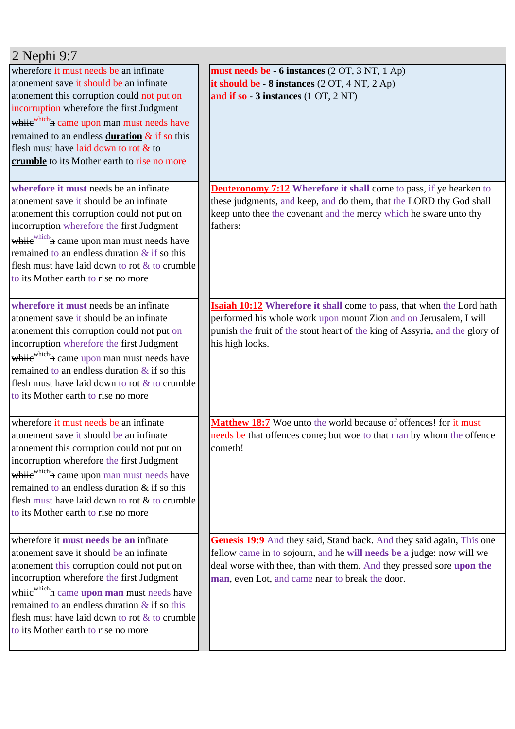## 2 Nephi 9:7

| | |
|---|---|
| wherefore it must needs be an infinate atonement save it should be an infinate atonement this corruption could not put on incorruption wherefore the first Judgment ~~whiie~~which~~h~~ came upon man must needs have remained to an endless **duration** & if so this flesh must have laid down to rot & to **crumble** to its Mother earth to rise no more | **must needs be - 6 instances** (2 OT, 3 NT, 1 Ap)<br>**it should be - 8 instances** (2 OT, 4 NT, 2 Ap)<br>**and if so - 3 instances** (1 OT, 2 NT) |
| **wherefore it must** needs be an infinate atonement save it should be an infinate atonement this corruption could not put on incorruption wherefore the first Judgment ~~whiie~~which~~h~~ came upon man must needs have remained to an endless duration & if so this flesh must have laid down to rot & to crumble to its Mother earth to rise no more | **Deuteronomy 7:12** **Wherefore it shall** come to pass, if ye hearken to these judgments, and keep, and do them, that the LORD thy God shall keep unto thee the covenant and the mercy which he sware unto thy fathers: |
| **wherefore it must** needs be an infinate atonement save it should be an infinate atonement this corruption could not put on incorruption wherefore the first Judgment ~~whiie~~which~~h~~ came upon man must needs have remained to an endless duration & if so this flesh must have laid down to rot & to crumble to its Mother earth to rise no more | **Isaiah 10:12** **Wherefore it shall** come to pass, that when the Lord hath performed his whole work upon mount Zion and on Jerusalem, I will punish the fruit of the stout heart of the king of Assyria, and the glory of his high looks. |
| wherefore it must needs be an infinate atonement save it should be an infinate atonement this corruption could not put on incorruption wherefore the first Judgment ~~whiie~~which~~h~~ came upon man must needs have remained to an endless duration & if so this flesh must have laid down to rot & to crumble to its Mother earth to rise no more | **Matthew 18:7** Woe unto the world because of offences! for it must needs be that offences come; but woe to that man by whom the offence cometh! |
| wherefore it **must needs be an** infinate atonement save it should be an infinate atonement this corruption could not put on incorruption wherefore the first Judgment ~~whiie~~which~~h~~ came **upon man** must needs have remained to an endless duration & if so this flesh must have laid down to rot & to crumble to its Mother earth to rise no more | **Genesis 19:9** And they said, Stand back. And they said again, This one fellow came in to sojourn, and he **will needs be a** judge: now will we deal worse with thee, than with them. And they pressed sore **upon the man**, even Lot, and came near to break the door. |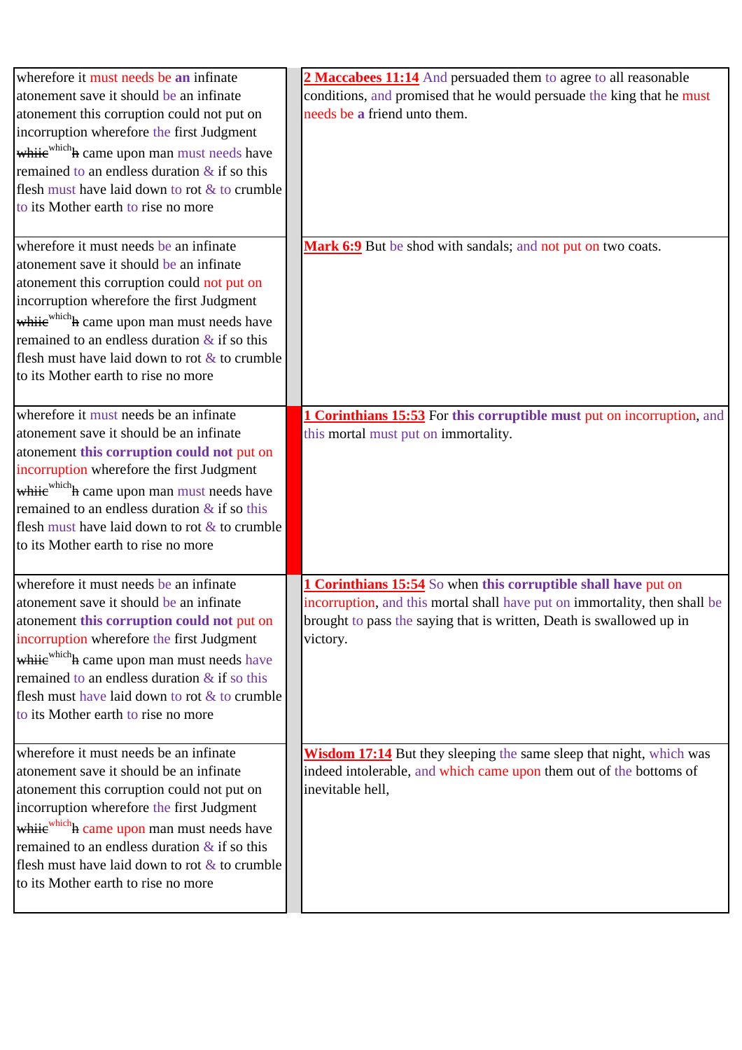| | | |
|---|---|---|
| wherefore it must needs be **an** infinate atonement save it should be an infinate atonement this corruption could not put on incorruption wherefore the first Judgment ~~whiie~~ [which] ~~h~~ came upon man must needs have remained to an endless duration & if so this flesh must have laid down to rot & to crumble to its Mother earth to rise no more | | **2 Maccabees 11:14** And persuaded them to agree to all reasonable conditions, and promised that he would persuade the king that he must needs be **a** friend unto them. |
| wherefore it must needs be an infinate atonement save it should be an infinate atonement this corruption could not put on incorruption wherefore the first Judgment ~~whiie~~ [which] ~~h~~ came upon man must needs have remained to an endless duration & if so this flesh must have laid down to rot & to crumble to its Mother earth to rise no more | | **Mark 6:9** But be shod with sandals; and not put on two coats. |
| wherefore it must needs be an infinate atonement save it should be an infinate atonement **this corruption could not** put on incorruption wherefore the first Judgment ~~whiie~~ [which] ~~h~~ came upon man must needs have remained to an endless duration & if so this flesh must have laid down to rot & to crumble to its Mother earth to rise no more | | **1 Corinthians 15:53** For **this corruptible must** put on incorruption, and this mortal must put on immortality. |
| wherefore it must needs be an infinate atonement save it should be an infinate atonement **this corruption could not** put on incorruption wherefore the first Judgment ~~whiie~~ [which] ~~h~~ came upon man must needs have remained to an endless duration & if so this flesh must have laid down to rot & to crumble to its Mother earth to rise no more | | **1 Corinthians 15:54** So when **this corruptible shall have** put on incorruption, and this mortal shall have put on immortality, then shall be brought to pass the saying that is written, Death is swallowed up in victory. |
| wherefore it must needs be an infinate atonement save it should be an infinate atonement this corruption could not put on incorruption wherefore the first Judgment ~~whiie~~ [which] ~~h~~ came upon man must needs have remained to an endless duration & if so this flesh must have laid down to rot & to crumble to its Mother earth to rise no more | | **Wisdom 17:14** But they sleeping the same sleep that night, which was indeed intolerable, and which came upon them out of the bottoms of inevitable hell, |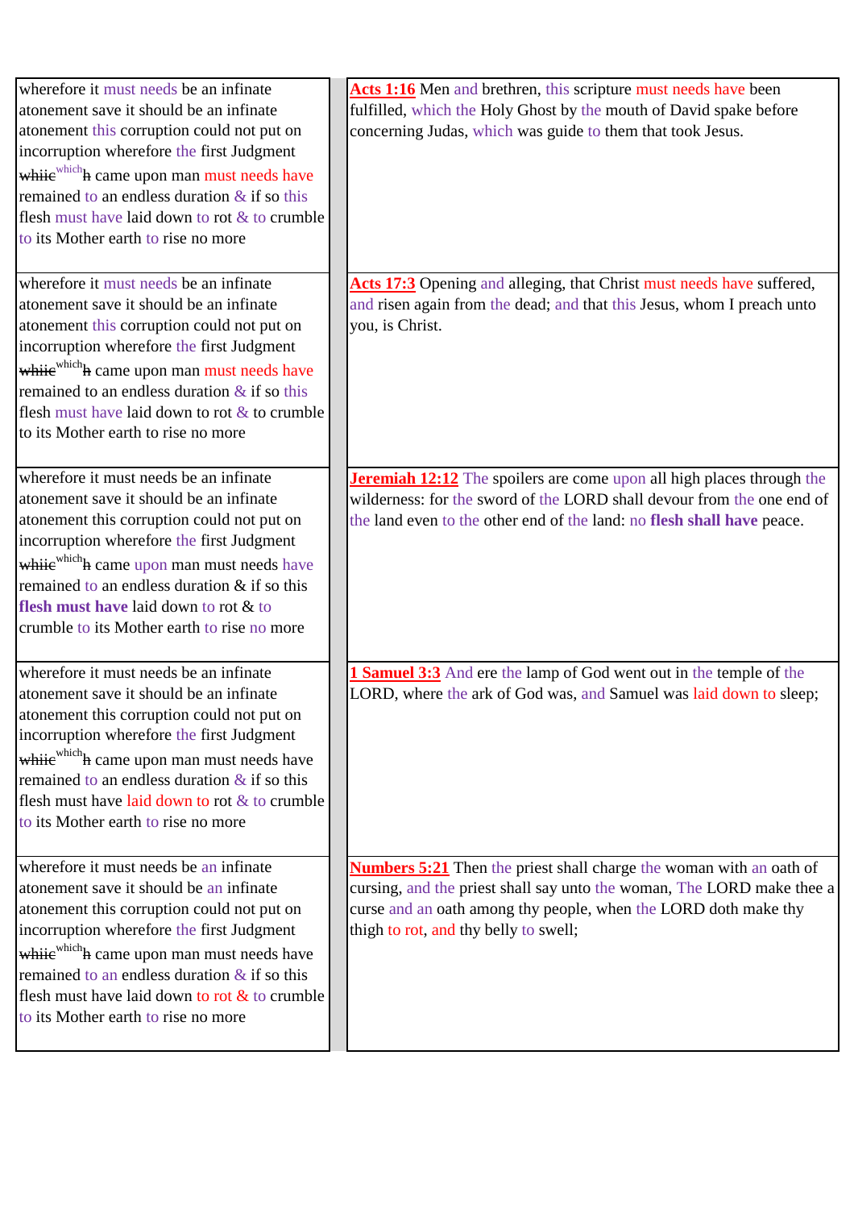| | |
|---|---|
| wherefore it must needs be an infinate atonement save it should be an infinate atonement this corruption could not put on incorruption wherefore the first Judgment ~~whiic~~[which]~~h~~ came upon man must needs have remained to an endless duration & if so this flesh must have laid down to rot & to crumble to its Mother earth to rise no more | **Acts 1:16** Men and brethren, this scripture must needs have been fulfilled, which the Holy Ghost by the mouth of David spake before concerning Judas, which was guide to them that took Jesus. |
| wherefore it must needs be an infinate atonement save it should be an infinate atonement this corruption could not put on incorruption wherefore the first Judgment ~~whiic~~[which]~~h~~ came upon man must needs have remained to an endless duration & if so this flesh must have laid down to rot & to crumble to its Mother earth to rise no more | **Acts 17:3** Opening and alleging, that Christ must needs have suffered, and risen again from the dead; and that this Jesus, whom I preach unto you, is Christ. |
| wherefore it must needs be an infinate atonement save it should be an infinate atonement this corruption could not put on incorruption wherefore the first Judgment ~~whiic~~[which]~~h~~ came upon man must needs have remained to an endless duration & if so this **flesh must have** laid down to rot & to crumble to its Mother earth to rise no more | **Jeremiah 12:12** The spoilers are come upon all high places through the wilderness: for the sword of the LORD shall devour from the one end of the land even to the other end of the land: no **flesh shall have** peace. |
| wherefore it must needs be an infinate atonement save it should be an infinate atonement this corruption could not put on incorruption wherefore the first Judgment ~~whiic~~[which]~~h~~ came upon man must needs have remained to an endless duration & if so this flesh must have laid down to rot & to crumble to its Mother earth to rise no more | **1 Samuel 3:3** And ere the lamp of God went out in the temple of the LORD, where the ark of God was, and Samuel was laid down to sleep; |
| wherefore it must needs be an infinate atonement save it should be an infinate atonement this corruption could not put on incorruption wherefore the first Judgment ~~whiic~~[which]~~h~~ came upon man must needs have remained to an endless duration & if so this flesh must have laid down to rot & to crumble to its Mother earth to rise no more | **Numbers 5:21** Then the priest shall charge the woman with an oath of cursing, and the priest shall say unto the woman, The LORD make thee a curse and an oath among thy people, when the LORD doth make thy thigh to rot, and thy belly to swell; |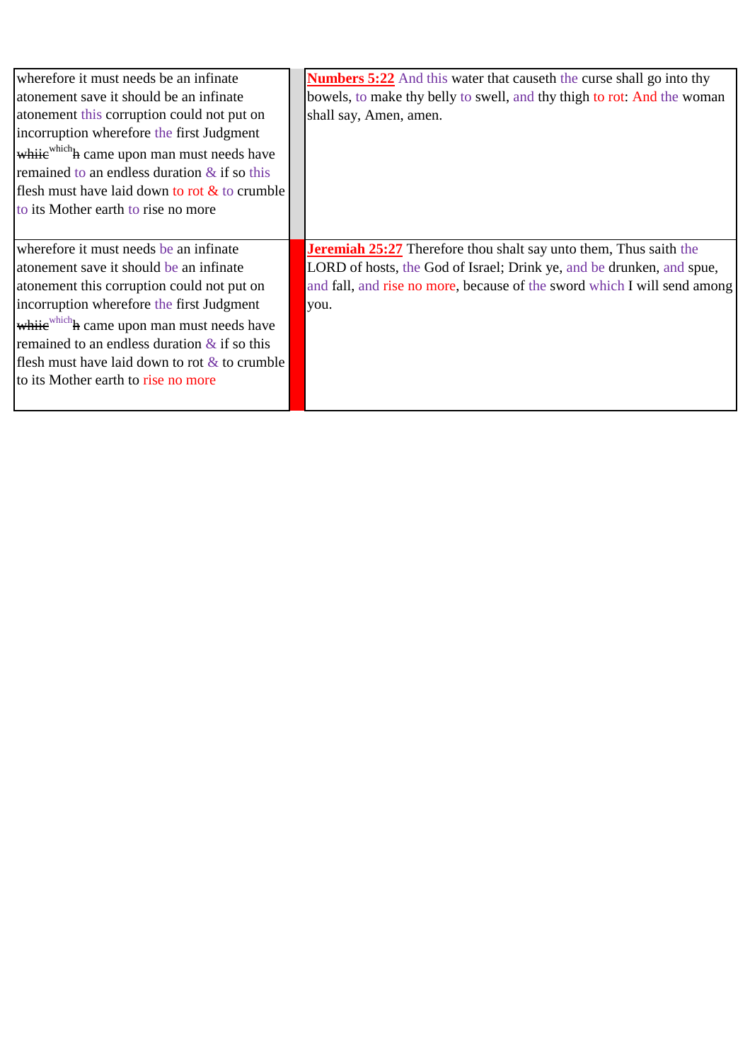| | | |
|---|---|---|
| wherefore it must needs be an infinate atonement save it should be an infinate atonement this corruption could not put on incorruption wherefore the first Judgment ~~whiic~~which~~h~~ came upon man must needs have remained to an endless duration & if so this flesh must have laid down to rot & to crumble to its Mother earth to rise no more | | **Numbers 5:22** And this water that causeth the curse shall go into thy bowels, to make thy belly to swell, and thy thigh to rot: And the woman shall say, Amen, amen. |
| wherefore it must needs be an infinate atonement save it should be an infinate atonement this corruption could not put on incorruption wherefore the first Judgment ~~whiic~~which~~h~~ came upon man must needs have remained to an endless duration & if so this flesh must have laid down to rot & to crumble to its Mother earth to rise no more | | **Jeremiah 25:27** Therefore thou shalt say unto them, Thus saith the LORD of hosts, the God of Israel; Drink ye, and be drunken, and spue, and fall, and rise no more, because of the sword which I will send among you. |